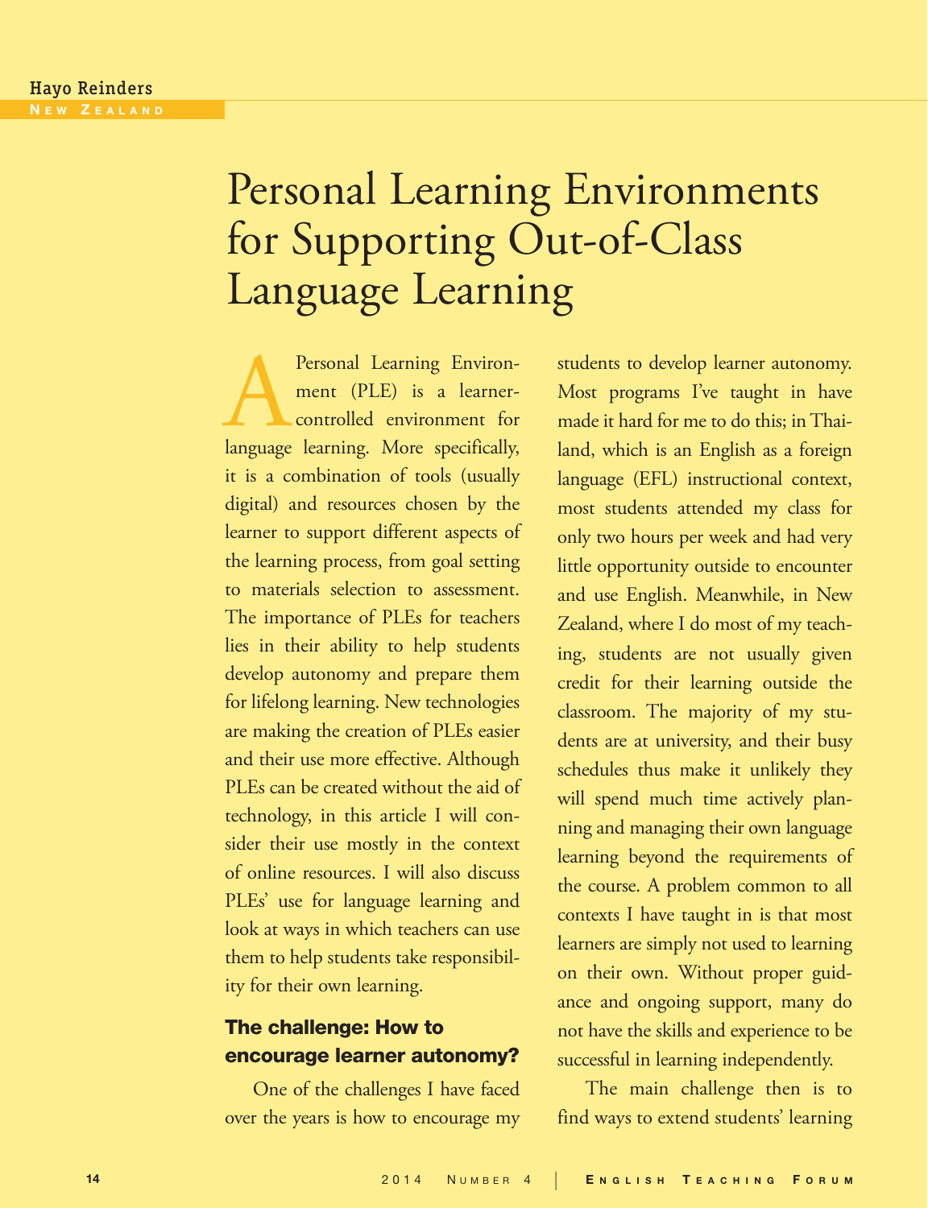Hayo Reinders

New Zealand

# Personal Learning Environments for Supporting Out-of-Class Language Learning

A Personal Learning Environment (PLE) is a learner-controlled environment for language learning. More specifically, it is a combination of tools (usually digital) and resources chosen by the learner to support different aspects of the learning process, from goal setting to materials selection to assessment. The importance of PLEs for teachers lies in their ability to help students develop autonomy and prepare them for lifelong learning. New technologies are making the creation of PLEs easier and their use more effective. Although PLEs can be created without the aid of technology, in this article I will consider their use mostly in the context of online resources. I will also discuss PLEs' use for language learning and look at ways in which teachers can use them to help students take responsibility for their own learning.

## The challenge: How to encourage learner autonomy?

One of the challenges I have faced over the years is how to encourage my students to develop learner autonomy. Most programs I've taught in have made it hard for me to do this; in Thailand, which is an English as a foreign language (EFL) instructional context, most students attended my class for only two hours per week and had very little opportunity outside to encounter and use English. Meanwhile, in New Zealand, where I do most of my teaching, students are not usually given credit for their learning outside the classroom. The majority of my students are at university, and their busy schedules thus make it unlikely they will spend much time actively planning and managing their own language learning beyond the requirements of the course. A problem common to all contexts I have taught in is that most learners are simply not used to learning on their own. Without proper guidance and ongoing support, many do not have the skills and experience to be successful in learning independently.

The main challenge then is to find ways to extend students' learning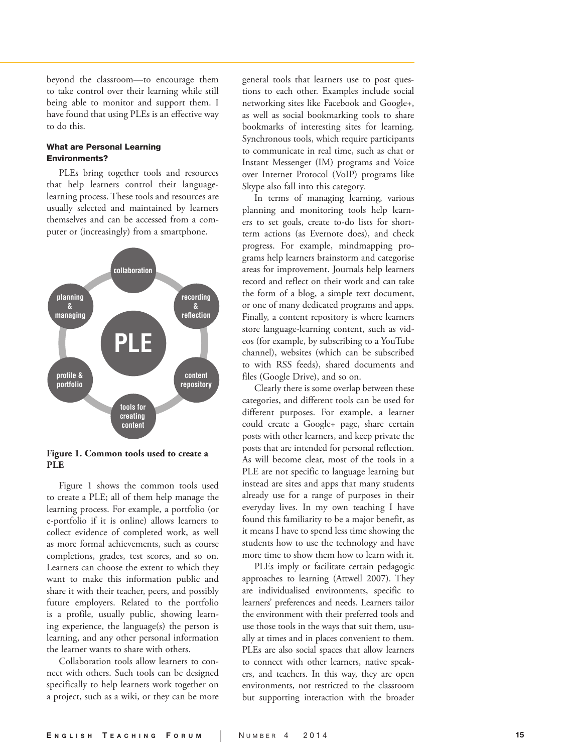beyond the classroom—to encourage them to take control over their learning while still being able to monitor and support them. I have found that using PLEs is an effective way to do this.

### What are Personal Learning Environments?

PLEs bring together tools and resources that help learners control their language-learning process. These tools and resources are usually selected and maintained by learners themselves and can be accessed from a computer or (increasingly) from a smartphone.

**Figure 1. Common tools used to create a PLE**

Figure 1 shows the common tools used to create a PLE; all of them help manage the learning process. For example, a portfolio (or e-portfolio if it is online) allows learners to collect evidence of completed work, as well as more formal achievements, such as course completions, grades, test scores, and so on. Learners can choose the extent to which they want to make this information public and share it with their teacher, peers, and possibly future employers. Related to the portfolio is a profile, usually public, showing learning experience, the language(s) the person is learning, and any other personal information the learner wants to share with others.

Collaboration tools allow learners to connect with others. Such tools can be designed specifically to help learners work together on a project, such as a wiki, or they can be more general tools that learners use to post questions to each other. Examples include social networking sites like Facebook and Google+, as well as social bookmarking tools to share bookmarks of interesting sites for learning. Synchronous tools, which require participants to communicate in real time, such as chat or Instant Messenger (IM) programs and Voice over Internet Protocol (VoIP) programs like Skype also fall into this category.

In terms of managing learning, various planning and monitoring tools help learners to set goals, create to-do lists for short-term actions (as Evernote does), and check progress. For example, mindmapping programs help learners brainstorm and categorise areas for improvement. Journals help learners record and reflect on their work and can take the form of a blog, a simple text document, or one of many dedicated programs and apps. Finally, a content repository is where learners store language-learning content, such as videos (for example, by subscribing to a YouTube channel), websites (which can be subscribed to with RSS feeds), shared documents and files (Google Drive), and so on.

Clearly there is some overlap between these categories, and different tools can be used for different purposes. For example, a learner could create a Google+ page, share certain posts with other learners, and keep private the posts that are intended for personal reflection. As will become clear, most of the tools in a PLE are not specific to language learning but instead are sites and apps that many students already use for a range of purposes in their everyday lives. In my own teaching I have found this familiarity to be a major benefit, as it means I have to spend less time showing the students how to use the technology and have more time to show them how to learn with it.

PLEs imply or facilitate certain pedagogic approaches to learning (Attwell 2007). They are individualised environments, specific to learners' preferences and needs. Learners tailor the environment with their preferred tools and use those tools in the ways that suit them, usually at times and in places convenient to them. PLEs are also social spaces that allow learners to connect with other learners, native speakers, and teachers. In this way, they are open environments, not restricted to the classroom but supporting interaction with the broader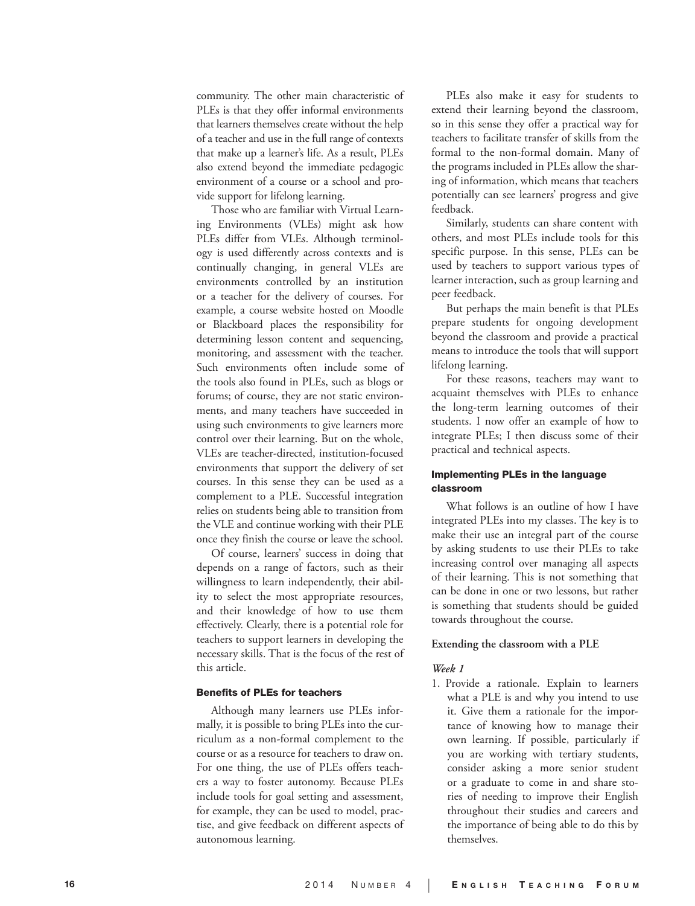community. The other main characteristic of PLEs is that they offer informal environments that learners themselves create without the help of a teacher and use in the full range of contexts that make up a learner's life. As a result, PLEs also extend beyond the immediate pedagogic environment of a course or a school and provide support for lifelong learning.

Those who are familiar with Virtual Learning Environments (VLEs) might ask how PLEs differ from VLEs. Although terminology is used differently across contexts and is continually changing, in general VLEs are environments controlled by an institution or a teacher for the delivery of courses. For example, a course website hosted on Moodle or Blackboard places the responsibility for determining lesson content and sequencing, monitoring, and assessment with the teacher. Such environments often include some of the tools also found in PLEs, such as blogs or forums; of course, they are not static environments, and many teachers have succeeded in using such environments to give learners more control over their learning. But on the whole, VLEs are teacher-directed, institution-focused environments that support the delivery of set courses. In this sense they can be used as a complement to a PLE. Successful integration relies on students being able to transition from the VLE and continue working with their PLE once they finish the course or leave the school.

Of course, learners' success in doing that depends on a range of factors, such as their willingness to learn independently, their ability to select the most appropriate resources, and their knowledge of how to use them effectively. Clearly, there is a potential role for teachers to support learners in developing the necessary skills. That is the focus of the rest of this article.

### Benefits of PLEs for teachers

Although many learners use PLEs informally, it is possible to bring PLEs into the curriculum as a non-formal complement to the course or as a resource for teachers to draw on. For one thing, the use of PLEs offers teachers a way to foster autonomy. Because PLEs include tools for goal setting and assessment, for example, they can be used to model, practise, and give feedback on different aspects of autonomous learning.

PLEs also make it easy for students to extend their learning beyond the classroom, so in this sense they offer a practical way for teachers to facilitate transfer of skills from the formal to the non-formal domain. Many of the programs included in PLEs allow the sharing of information, which means that teachers potentially can see learners' progress and give feedback.

Similarly, students can share content with others, and most PLEs include tools for this specific purpose. In this sense, PLEs can be used by teachers to support various types of learner interaction, such as group learning and peer feedback.

But perhaps the main benefit is that PLEs prepare students for ongoing development beyond the classroom and provide a practical means to introduce the tools that will support lifelong learning.

For these reasons, teachers may want to acquaint themselves with PLEs to enhance the long-term learning outcomes of their students. I now offer an example of how to integrate PLEs; I then discuss some of their practical and technical aspects.

### Implementing PLEs in the language classroom

What follows is an outline of how I have integrated PLEs into my classes. The key is to make their use an integral part of the course by asking students to use their PLEs to take increasing control over managing all aspects of their learning. This is not something that can be done in one or two lessons, but rather is something that students should be guided towards throughout the course.

#### Extending the classroom with a PLE

***Week 1***

1. Provide a rationale. Explain to learners what a PLE is and why you intend to use it. Give them a rationale for the importance of knowing how to manage their own learning. If possible, particularly if you are working with tertiary students, consider asking a more senior student or a graduate to come in and share stories of needing to improve their English throughout their studies and careers and the importance of being able to do this by themselves.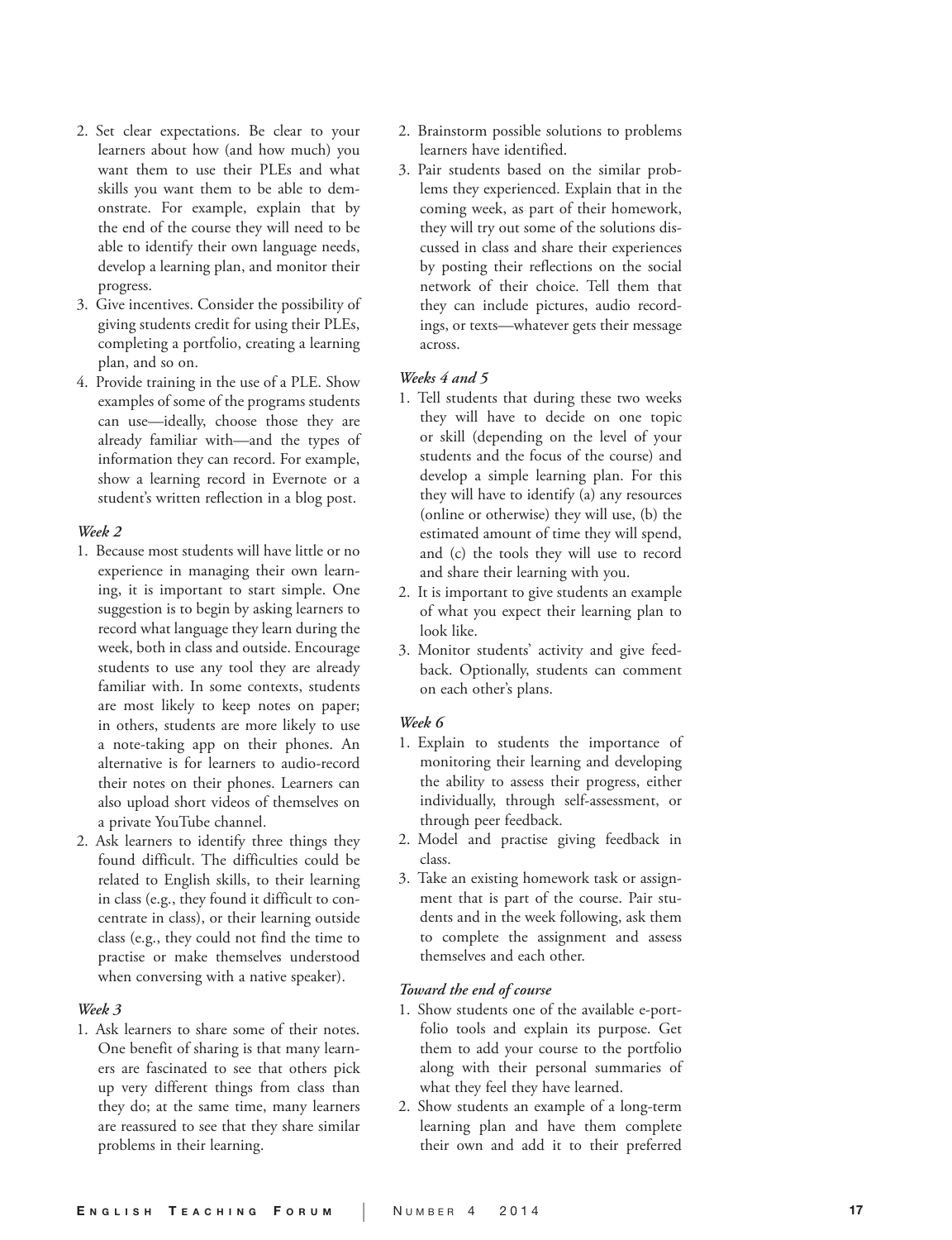2. Set clear expectations. Be clear to your learners about how (and how much) you want them to use their PLEs and what skills you want them to be able to demonstrate. For example, explain that by the end of the course they will need to be able to identify their own language needs, develop a learning plan, and monitor their progress.
3. Give incentives. Consider the possibility of giving students credit for using their PLEs, completing a portfolio, creating a learning plan, and so on.
4. Provide training in the use of a PLE. Show examples of some of the programs students can use—ideally, choose those they are already familiar with—and the types of information they can record. For example, show a learning record in Evernote or a student's written reflection in a blog post.

### *Week 2*

1. Because most students will have little or no experience in managing their own learning, it is important to start simple. One suggestion is to begin by asking learners to record what language they learn during the week, both in class and outside. Encourage students to use any tool they are already familiar with. In some contexts, students are most likely to keep notes on paper; in others, students are more likely to use a note-taking app on their phones. An alternative is for learners to audio-record their notes on their phones. Learners can also upload short videos of themselves on a private YouTube channel.
2. Ask learners to identify three things they found difficult. The difficulties could be related to English skills, to their learning in class (e.g., they found it difficult to concentrate in class), or their learning outside class (e.g., they could not find the time to practise or make themselves understood when conversing with a native speaker).

### *Week 3*

1. Ask learners to share some of their notes. One benefit of sharing is that many learners are fascinated to see that others pick up very different things from class than they do; at the same time, many learners are reassured to see that they share similar problems in their learning.
2. Brainstorm possible solutions to problems learners have identified.
3. Pair students based on the similar problems they experienced. Explain that in the coming week, as part of their homework, they will try out some of the solutions discussed in class and share their experiences by posting their reflections on the social network of their choice. Tell them that they can include pictures, audio recordings, or texts—whatever gets their message across.

### *Weeks 4 and 5*

1. Tell students that during these two weeks they will have to decide on one topic or skill (depending on the level of your students and the focus of the course) and develop a simple learning plan. For this they will have to identify (a) any resources (online or otherwise) they will use, (b) the estimated amount of time they will spend, and (c) the tools they will use to record and share their learning with you.
2. It is important to give students an example of what you expect their learning plan to look like.
3. Monitor students' activity and give feedback. Optionally, students can comment on each other's plans.

### *Week 6*

1. Explain to students the importance of monitoring their learning and developing the ability to assess their progress, either individually, through self-assessment, or through peer feedback.
2. Model and practise giving feedback in class.
3. Take an existing homework task or assignment that is part of the course. Pair students and in the week following, ask them to complete the assignment and assess themselves and each other.

### *Toward the end of course*

1. Show students one of the available e-portfolio tools and explain its purpose. Get them to add your course to the portfolio along with their personal summaries of what they feel they have learned.
2. Show students an example of a long-term learning plan and have them complete their own and add it to their preferred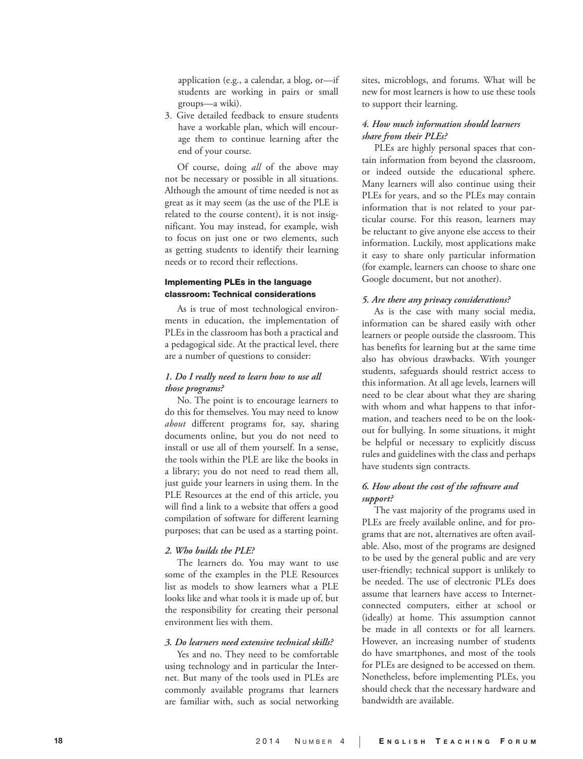application (e.g., a calendar, a blog, or—if students are working in pairs or small groups—a wiki).

3. Give detailed feedback to ensure students have a workable plan, which will encourage them to continue learning after the end of your course.

Of course, doing *all* of the above may not be necessary or possible in all situations. Although the amount of time needed is not as great as it may seem (as the use of the PLE is related to the course content), it is not insignificant. You may instead, for example, wish to focus on just one or two elements, such as getting students to identify their learning needs or to record their reflections.

### Implementing PLEs in the language classroom: Technical considerations

As is true of most technological environments in education, the implementation of PLEs in the classroom has both a practical and a pedagogical side. At the practical level, there are a number of questions to consider:

#### *1. Do I really need to learn how to use all those programs?*

No. The point is to encourage learners to do this for themselves. You may need to know *about* different programs for, say, sharing documents online, but you do not need to install or use all of them yourself. In a sense, the tools within the PLE are like the books in a library; you do not need to read them all, just guide your learners in using them. In the PLE Resources at the end of this article, you will find a link to a website that offers a good compilation of software for different learning purposes; that can be used as a starting point.

#### *2. Who builds the PLE?*

The learners do. You may want to use some of the examples in the PLE Resources list as models to show learners what a PLE looks like and what tools it is made up of, but the responsibility for creating their personal environment lies with them.

#### *3. Do learners need extensive technical skills?*

Yes and no. They need to be comfortable using technology and in particular the Internet. But many of the tools used in PLEs are commonly available programs that learners are familiar with, such as social networking sites, microblogs, and forums. What will be new for most learners is how to use these tools to support their learning.

#### *4. How much information should learners share from their PLEs?*

PLEs are highly personal spaces that contain information from beyond the classroom, or indeed outside the educational sphere. Many learners will also continue using their PLEs for years, and so the PLEs may contain information that is not related to your particular course. For this reason, learners may be reluctant to give anyone else access to their information. Luckily, most applications make it easy to share only particular information (for example, learners can choose to share one Google document, but not another).

#### *5. Are there any privacy considerations?*

As is the case with many social media, information can be shared easily with other learners or people outside the classroom. This has benefits for learning but at the same time also has obvious drawbacks. With younger students, safeguards should restrict access to this information. At all age levels, learners will need to be clear about what they are sharing with whom and what happens to that information, and teachers need to be on the lookout for bullying. In some situations, it might be helpful or necessary to explicitly discuss rules and guidelines with the class and perhaps have students sign contracts.

#### *6. How about the cost of the software and support?*

The vast majority of the programs used in PLEs are freely available online, and for programs that are not, alternatives are often available. Also, most of the programs are designed to be used by the general public and are very user-friendly; technical support is unlikely to be needed. The use of electronic PLEs does assume that learners have access to Internet-connected computers, either at school or (ideally) at home. This assumption cannot be made in all contexts or for all learners. However, an increasing number of students do have smartphones, and most of the tools for PLEs are designed to be accessed on them. Nonetheless, before implementing PLEs, you should check that the necessary hardware and bandwidth are available.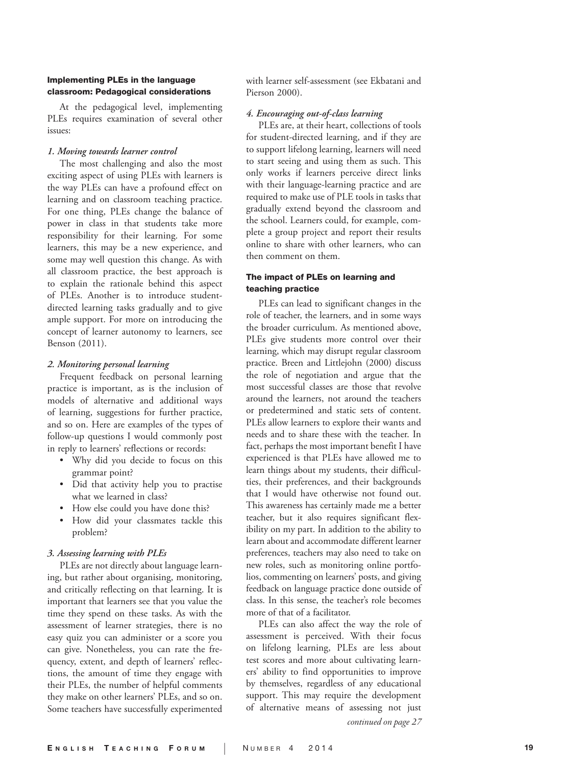### Implementing PLEs in the language classroom: Pedagogical considerations

At the pedagogical level, implementing PLEs requires examination of several other issues:

#### *1. Moving towards learner control*

The most challenging and also the most exciting aspect of using PLEs with learners is the way PLEs can have a profound effect on learning and on classroom teaching practice. For one thing, PLEs change the balance of power in class in that students take more responsibility for their learning. For some learners, this may be a new experience, and some may well question this change. As with all classroom practice, the best approach is to explain the rationale behind this aspect of PLEs. Another is to introduce student-directed learning tasks gradually and to give ample support. For more on introducing the concept of learner autonomy to learners, see Benson (2011).

#### *2. Monitoring personal learning*

Frequent feedback on personal learning practice is important, as is the inclusion of models of alternative and additional ways of learning, suggestions for further practice, and so on. Here are examples of the types of follow-up questions I would commonly post in reply to learners' reflections or records:

- Why did you decide to focus on this grammar point?
- Did that activity help you to practise what we learned in class?
- How else could you have done this?
- How did your classmates tackle this problem?

#### *3. Assessing learning with PLEs*

PLEs are not directly about language learning, but rather about organising, monitoring, and critically reflecting on that learning. It is important that learners see that you value the time they spend on these tasks. As with the assessment of learner strategies, there is no easy quiz you can administer or a score you can give. Nonetheless, you can rate the frequency, extent, and depth of learners' reflections, the amount of time they engage with their PLEs, the number of helpful comments they make on other learners' PLEs, and so on. Some teachers have successfully experimented with learner self-assessment (see Ekbatani and Pierson 2000).

#### *4. Encouraging out-of-class learning*

PLEs are, at their heart, collections of tools for student-directed learning, and if they are to support lifelong learning, learners will need to start seeing and using them as such. This only works if learners perceive direct links with their language-learning practice and are required to make use of PLE tools in tasks that gradually extend beyond the classroom and the school. Learners could, for example, complete a group project and report their results online to share with other learners, who can then comment on them.

### The impact of PLEs on learning and teaching practice

PLEs can lead to significant changes in the role of teacher, the learners, and in some ways the broader curriculum. As mentioned above, PLEs give students more control over their learning, which may disrupt regular classroom practice. Breen and Littlejohn (2000) discuss the role of negotiation and argue that the most successful classes are those that revolve around the learners, not around the teachers or predetermined and static sets of content. PLEs allow learners to explore their wants and needs and to share these with the teacher. In fact, perhaps the most important benefit I have experienced is that PLEs have allowed me to learn things about my students, their difficulties, their preferences, and their backgrounds that I would have otherwise not found out. This awareness has certainly made me a better teacher, but it also requires significant flexibility on my part. In addition to the ability to learn about and accommodate different learner preferences, teachers may also need to take on new roles, such as monitoring online portfolios, commenting on learners' posts, and giving feedback on language practice done outside of class. In this sense, the teacher's role becomes more of that of a facilitator.

PLEs can also affect the way the role of assessment is perceived. With their focus on lifelong learning, PLEs are less about test scores and more about cultivating learners' ability to find opportunities to improve by themselves, regardless of any educational support. This may require the development of alternative means of assessing not just

*continued on page 27*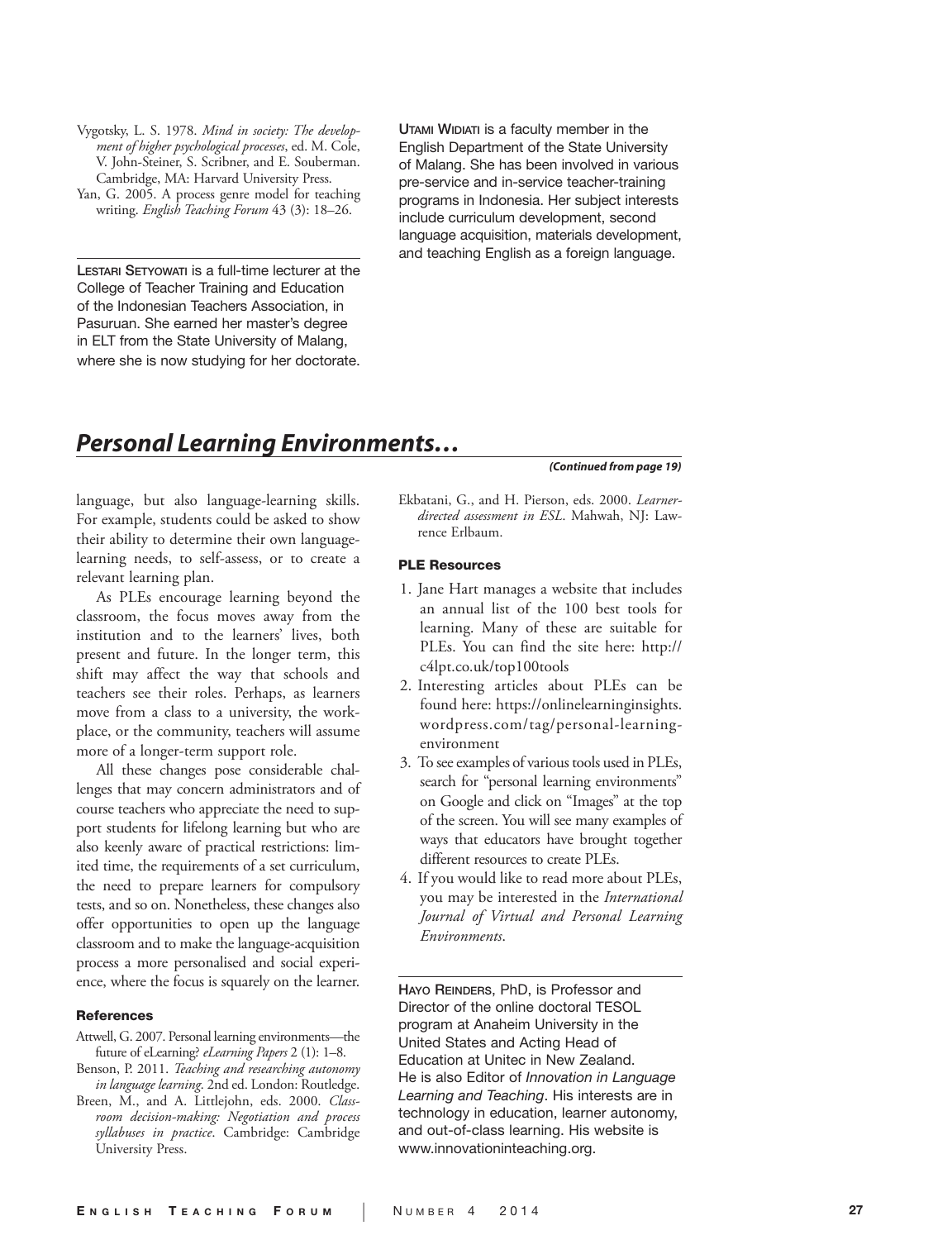Vygotsky, L. S. 1978. *Mind in society: The development of higher psychological processes*, ed. M. Cole, V. John-Steiner, S. Scribner, and E. Souberman. Cambridge, MA: Harvard University Press.

Yan, G. 2005. A process genre model for teaching writing. *English Teaching Forum* 43 (3): 18–26.

---

**Lestari Setyowati** is a full-time lecturer at the College of Teacher Training and Education of the Indonesian Teachers Association, in Pasuruan. She earned her master's degree in ELT from the State University of Malang, where she is now studying for her doctorate.

**Utami Widiati** is a faculty member in the English Department of the State University of Malang. She has been involved in various pre-service and in-service teacher-training programs in Indonesia. Her subject interests include curriculum development, second language acquisition, materials development, and teaching English as a foreign language.

## *Personal Learning Environments…*

***(Continued from page 19)***

language, but also language-learning skills. For example, students could be asked to show their ability to determine their own language-learning needs, to self-assess, or to create a relevant learning plan.

As PLEs encourage learning beyond the classroom, the focus moves away from the institution and to the learners' lives, both present and future. In the longer term, this shift may affect the way that schools and teachers see their roles. Perhaps, as learners move from a class to a university, the workplace, or the community, teachers will assume more of a longer-term support role.

All these changes pose considerable challenges that may concern administrators and of course teachers who appreciate the need to support students for lifelong learning but who are also keenly aware of practical restrictions: limited time, the requirements of a set curriculum, the need to prepare learners for compulsory tests, and so on. Nonetheless, these changes also offer opportunities to open up the language classroom and to make the language-acquisition process a more personalised and social experience, where the focus is squarely on the learner.

### References

Attwell, G. 2007. Personal learning environments—the future of eLearning? *eLearning Papers* 2 (1): 1–8.

Benson, P. 2011. *Teaching and researching autonomy in language learning*. 2nd ed. London: Routledge.

Breen, M., and A. Littlejohn, eds. 2000. *Classroom decision-making: Negotiation and process syllabuses in practice*. Cambridge: Cambridge University Press.

Ekbatani, G., and H. Pierson, eds. 2000. *Learner-directed assessment in ESL*. Mahwah, NJ: Lawrence Erlbaum.

### PLE Resources

1. Jane Hart manages a website that includes an annual list of the 100 best tools for learning. Many of these are suitable for PLEs. You can find the site here: http://c4lpt.co.uk/top100tools
2. Interesting articles about PLEs can be found here: https://onlinelearninginsights.wordpress.com/tag/personal-learning-environment
3. To see examples of various tools used in PLEs, search for "personal learning environments" on Google and click on "Images" at the top of the screen. You will see many examples of ways that educators have brought together different resources to create PLEs.
4. If you would like to read more about PLEs, you may be interested in the *International Journal of Virtual and Personal Learning Environments*.

---

**Hayo Reinders**, PhD, is Professor and Director of the online doctoral TESOL program at Anaheim University in the United States and Acting Head of Education at Unitec in New Zealand. He is also Editor of *Innovation in Language Learning and Teaching*. His interests are in technology in education, learner autonomy, and out-of-class learning. His website is www.innovationinteaching.org.